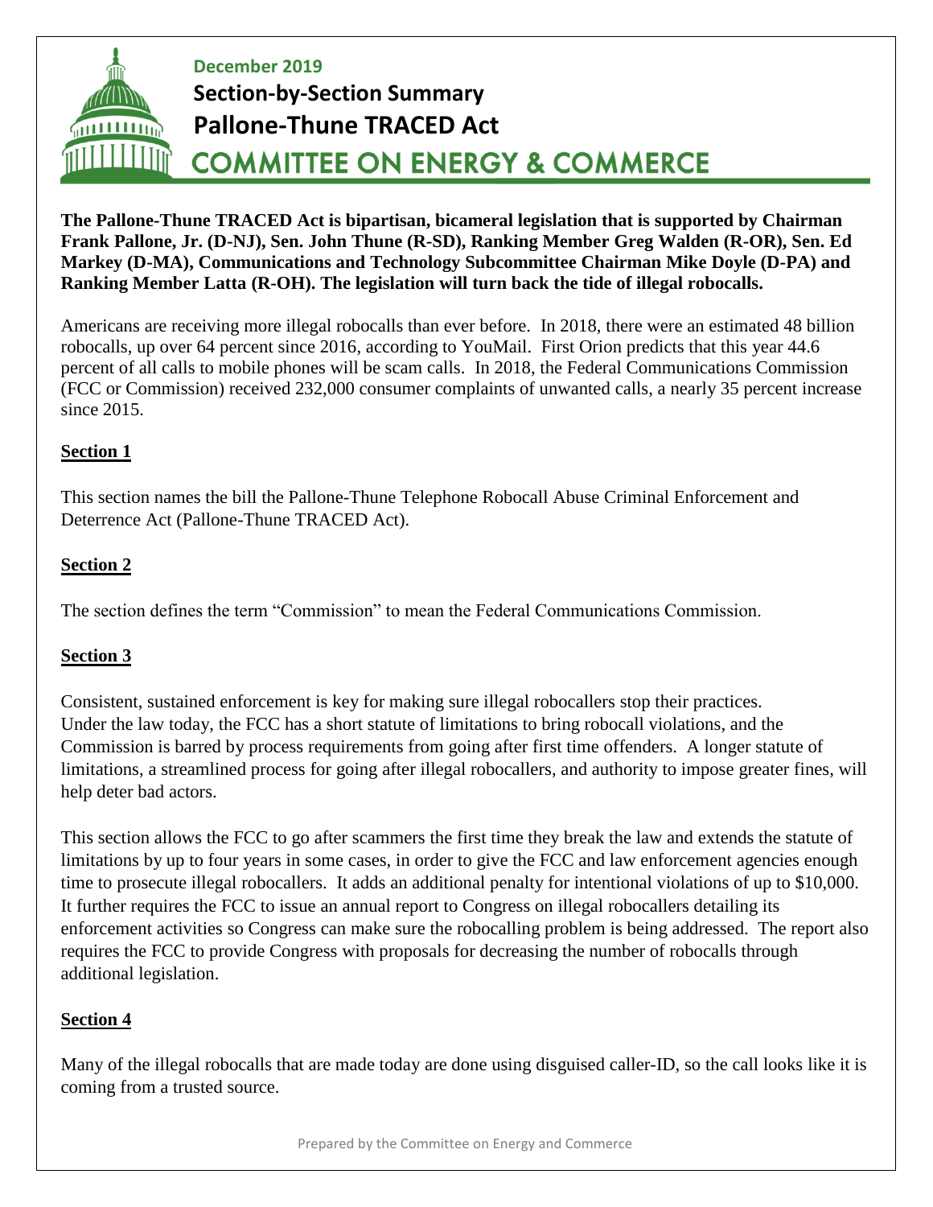**December 2019**

## Section-by-Section Summary

## Pallone-Thune TRACED Act

# COMMITTEE ON ENERGY & COMMERCE

**The Pallone-Thune TRACED Act is bipartisan, bicameral legislation that is supported by Chairman Frank Pallone, Jr. (D-NJ), Sen. John Thune (R-SD), Ranking Member Greg Walden (R-OR), Sen. Ed Markey (D-MA), Communications and Technology Subcommittee Chairman Mike Doyle (D-PA) and Ranking Member Latta (R-OH). The legislation will turn back the tide of illegal robocalls.**

Americans are receiving more illegal robocalls than ever before. In 2018, there were an estimated 48 billion robocalls, up over 64 percent since 2016, according to YouMail. First Orion predicts that this year 44.6 percent of all calls to mobile phones will be scam calls. In 2018, the Federal Communications Commission (FCC or Commission) received 232,000 consumer complaints of unwanted calls, a nearly 35 percent increase since 2015.

### Section 1

This section names the bill the Pallone-Thune Telephone Robocall Abuse Criminal Enforcement and Deterrence Act (Pallone-Thune TRACED Act).

### Section 2

The section defines the term "Commission" to mean the Federal Communications Commission.

### Section 3

Consistent, sustained enforcement is key for making sure illegal robocallers stop their practices. Under the law today, the FCC has a short statute of limitations to bring robocall violations, and the Commission is barred by process requirements from going after first time offenders. A longer statute of limitations, a streamlined process for going after illegal robocallers, and authority to impose greater fines, will help deter bad actors.

This section allows the FCC to go after scammers the first time they break the law and extends the statute of limitations by up to four years in some cases, in order to give the FCC and law enforcement agencies enough time to prosecute illegal robocallers. It adds an additional penalty for intentional violations of up to $10,000. It further requires the FCC to issue an annual report to Congress on illegal robocallers detailing its enforcement activities so Congress can make sure the robocalling problem is being addressed. The report also requires the FCC to provide Congress with proposals for decreasing the number of robocalls through additional legislation.

### Section 4

Many of the illegal robocalls that are made today are done using disguised caller-ID, so the call looks like it is coming from a trusted source.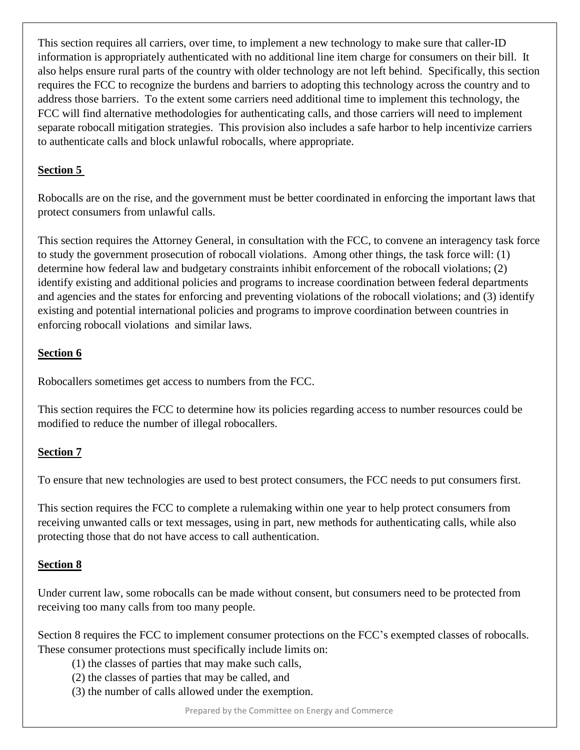This section requires all carriers, over time, to implement a new technology to make sure that caller-ID information is appropriately authenticated with no additional line item charge for consumers on their bill. It also helps ensure rural parts of the country with older technology are not left behind. Specifically, this section requires the FCC to recognize the burdens and barriers to adopting this technology across the country and to address those barriers. To the extent some carriers need additional time to implement this technology, the FCC will find alternative methodologies for authenticating calls, and those carriers will need to implement separate robocall mitigation strategies. This provision also includes a safe harbor to help incentivize carriers to authenticate calls and block unlawful robocalls, where appropriate.

## Section 5

Robocalls are on the rise, and the government must be better coordinated in enforcing the important laws that protect consumers from unlawful calls.

This section requires the Attorney General, in consultation with the FCC, to convene an interagency task force to study the government prosecution of robocall violations. Among other things, the task force will: (1) determine how federal law and budgetary constraints inhibit enforcement of the robocall violations; (2) identify existing and additional policies and programs to increase coordination between federal departments and agencies and the states for enforcing and preventing violations of the robocall violations; and (3) identify existing and potential international policies and programs to improve coordination between countries in enforcing robocall violations and similar laws.

## Section 6

Robocallers sometimes get access to numbers from the FCC.

This section requires the FCC to determine how its policies regarding access to number resources could be modified to reduce the number of illegal robocallers.

## Section 7

To ensure that new technologies are used to best protect consumers, the FCC needs to put consumers first.

This section requires the FCC to complete a rulemaking within one year to help protect consumers from receiving unwanted calls or text messages, using in part, new methods for authenticating calls, while also protecting those that do not have access to call authentication.

## Section 8

Under current law, some robocalls can be made without consent, but consumers need to be protected from receiving too many calls from too many people.

Section 8 requires the FCC to implement consumer protections on the FCC's exempted classes of robocalls. These consumer protections must specifically include limits on:

(1) the classes of parties that may make such calls,
(2) the classes of parties that may be called, and
(3) the number of calls allowed under the exemption.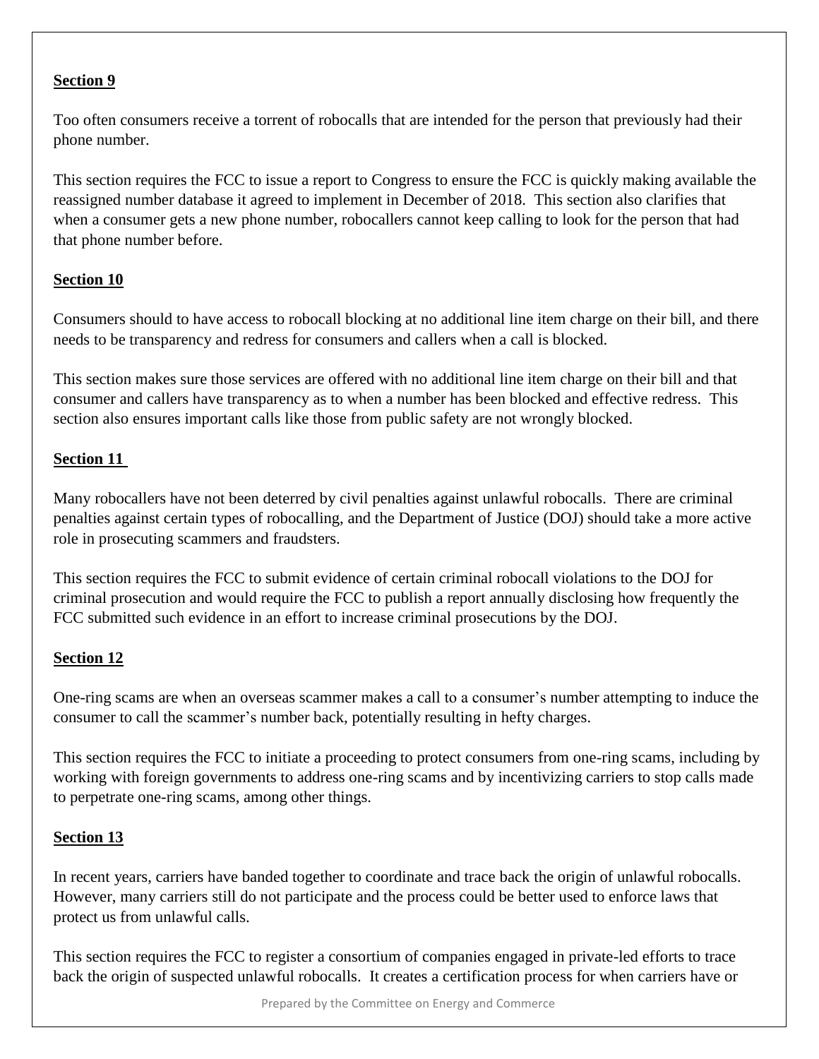## Section 9

Too often consumers receive a torrent of robocalls that are intended for the person that previously had their phone number.

This section requires the FCC to issue a report to Congress to ensure the FCC is quickly making available the reassigned number database it agreed to implement in December of 2018. This section also clarifies that when a consumer gets a new phone number, robocallers cannot keep calling to look for the person that had that phone number before.

## Section 10

Consumers should to have access to robocall blocking at no additional line item charge on their bill, and there needs to be transparency and redress for consumers and callers when a call is blocked.

This section makes sure those services are offered with no additional line item charge on their bill and that consumer and callers have transparency as to when a number has been blocked and effective redress. This section also ensures important calls like those from public safety are not wrongly blocked.

## Section 11

Many robocallers have not been deterred by civil penalties against unlawful robocalls. There are criminal penalties against certain types of robocalling, and the Department of Justice (DOJ) should take a more active role in prosecuting scammers and fraudsters.

This section requires the FCC to submit evidence of certain criminal robocall violations to the DOJ for criminal prosecution and would require the FCC to publish a report annually disclosing how frequently the FCC submitted such evidence in an effort to increase criminal prosecutions by the DOJ.

## Section 12

One-ring scams are when an overseas scammer makes a call to a consumer's number attempting to induce the consumer to call the scammer's number back, potentially resulting in hefty charges.

This section requires the FCC to initiate a proceeding to protect consumers from one-ring scams, including by working with foreign governments to address one-ring scams and by incentivizing carriers to stop calls made to perpetrate one-ring scams, among other things.

## Section 13

In recent years, carriers have banded together to coordinate and trace back the origin of unlawful robocalls. However, many carriers still do not participate and the process could be better used to enforce laws that protect us from unlawful calls.

This section requires the FCC to register a consortium of companies engaged in private-led efforts to trace back the origin of suspected unlawful robocalls. It creates a certification process for when carriers have or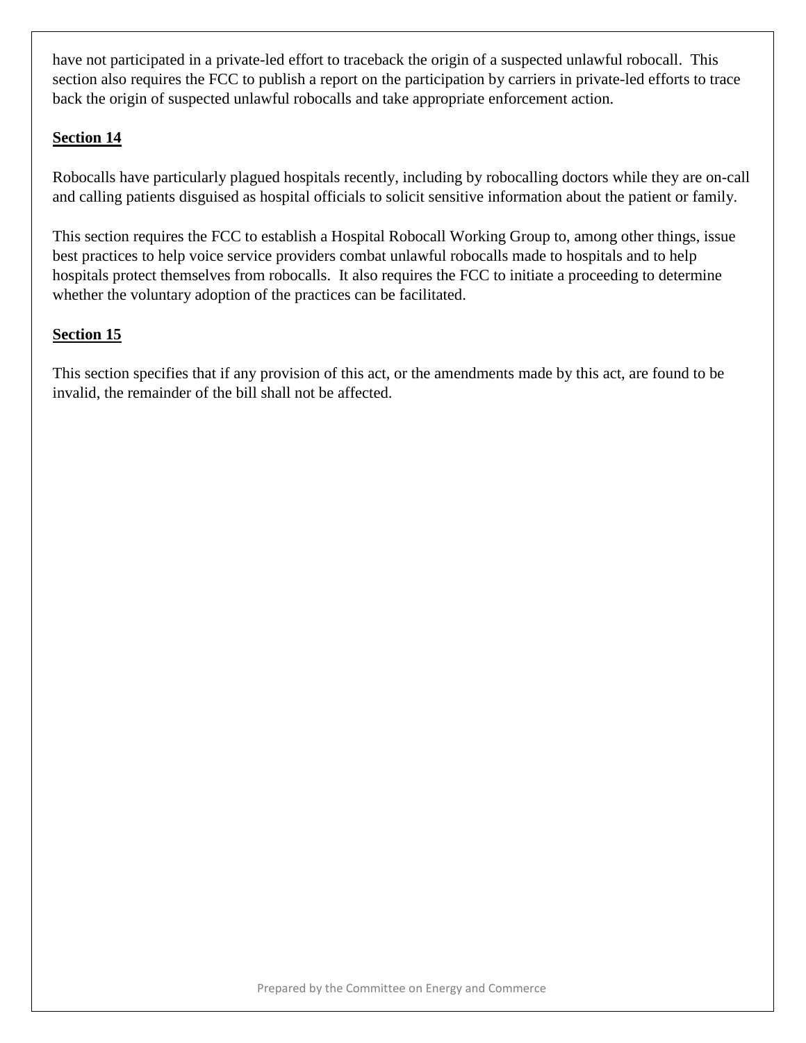have not participated in a private-led effort to traceback the origin of a suspected unlawful robocall. This section also requires the FCC to publish a report on the participation by carriers in private-led efforts to trace back the origin of suspected unlawful robocalls and take appropriate enforcement action.

**Section 14**

Robocalls have particularly plagued hospitals recently, including by robocalling doctors while they are on-call and calling patients disguised as hospital officials to solicit sensitive information about the patient or family.

This section requires the FCC to establish a Hospital Robocall Working Group to, among other things, issue best practices to help voice service providers combat unlawful robocalls made to hospitals and to help hospitals protect themselves from robocalls. It also requires the FCC to initiate a proceeding to determine whether the voluntary adoption of the practices can be facilitated.

**Section 15**

This section specifies that if any provision of this act, or the amendments made by this act, are found to be invalid, the remainder of the bill shall not be affected.